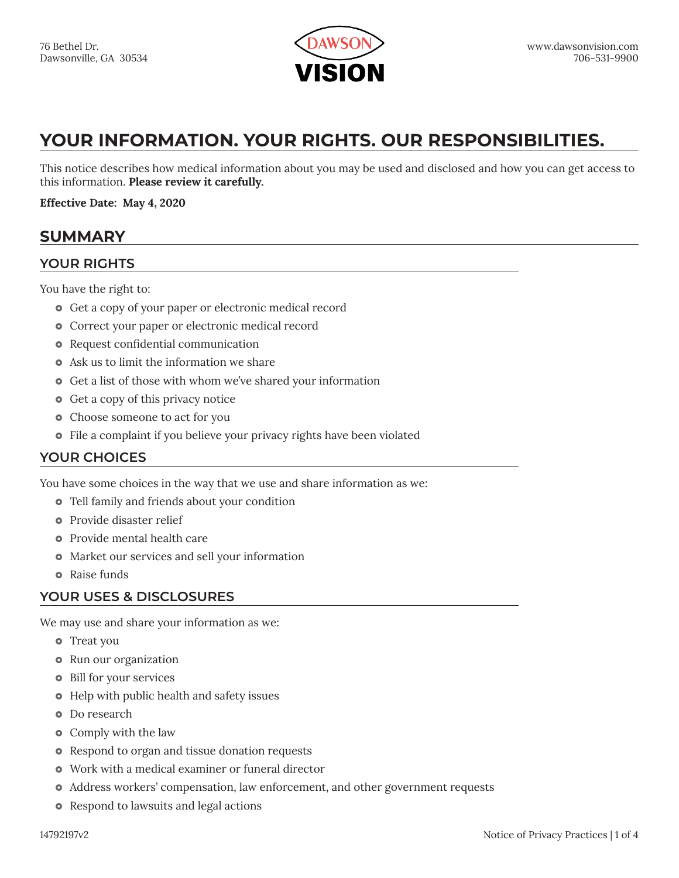76 Bethel Dr.
Dawsonville, GA 30534

DAWSON VISION

www.dawsonvision.com
706-531-9900

# YOUR INFORMATION. YOUR RIGHTS. OUR RESPONSIBILITIES.

This notice describes how medical information about you may be used and disclosed and how you can get access to this information. **Please review it carefully.**

**Effective Date: May 4, 2020**

## SUMMARY

### YOUR RIGHTS

You have the right to:

- Get a copy of your paper or electronic medical record
- Correct your paper or electronic medical record
- Request confidential communication
- Ask us to limit the information we share
- Get a list of those with whom we've shared your information
- Get a copy of this privacy notice
- Choose someone to act for you
- File a complaint if you believe your privacy rights have been violated

### YOUR CHOICES

You have some choices in the way that we use and share information as we:

- Tell family and friends about your condition
- Provide disaster relief
- Provide mental health care
- Market our services and sell your information
- Raise funds

### YOUR USES & DISCLOSURES

We may use and share your information as we:

- Treat you
- Run our organization
- Bill for your services
- Help with public health and safety issues
- Do research
- Comply with the law
- Respond to organ and tissue donation requests
- Work with a medical examiner or funeral director
- Address workers' compensation, law enforcement, and other government requests
- Respond to lawsuits and legal actions

14792197v2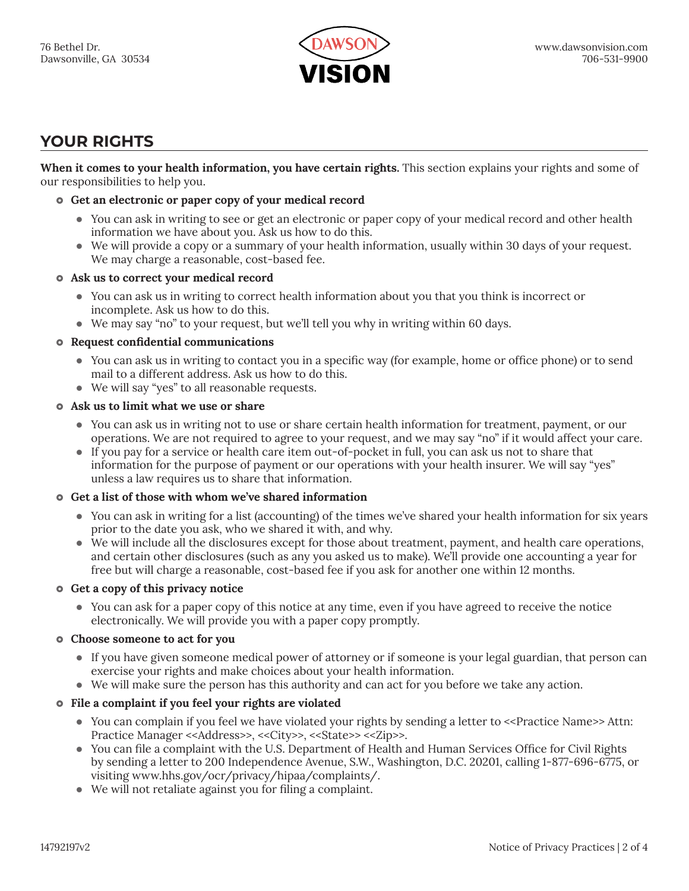76 Bethel Dr.
Dawsonville, GA 30534

DAWSON VISION

www.dawsonvision.com
706-531-9900

## YOUR RIGHTS

**When it comes to your health information, you have certain rights.** This section explains your rights and some of our responsibilities to help you.

- **Get an electronic or paper copy of your medical record**
  - You can ask in writing to see or get an electronic or paper copy of your medical record and other health information we have about you. Ask us how to do this.
  - We will provide a copy or a summary of your health information, usually within 30 days of your request. We may charge a reasonable, cost-based fee.
- **Ask us to correct your medical record**
  - You can ask us in writing to correct health information about you that you think is incorrect or incomplete. Ask us how to do this.
  - We may say "no" to your request, but we'll tell you why in writing within 60 days.
- **Request confidential communications**
  - You can ask us in writing to contact you in a specific way (for example, home or office phone) or to send mail to a different address. Ask us how to do this.
  - We will say "yes" to all reasonable requests.
- **Ask us to limit what we use or share**
  - You can ask us in writing not to use or share certain health information for treatment, payment, or our operations. We are not required to agree to your request, and we may say "no" if it would affect your care.
  - If you pay for a service or health care item out-of-pocket in full, you can ask us not to share that information for the purpose of payment or our operations with your health insurer. We will say "yes" unless a law requires us to share that information.
- **Get a list of those with whom we've shared information**
  - You can ask in writing for a list (accounting) of the times we've shared your health information for six years prior to the date you ask, who we shared it with, and why.
  - We will include all the disclosures except for those about treatment, payment, and health care operations, and certain other disclosures (such as any you asked us to make). We'll provide one accounting a year for free but will charge a reasonable, cost-based fee if you ask for another one within 12 months.
- **Get a copy of this privacy notice**
  - You can ask for a paper copy of this notice at any time, even if you have agreed to receive the notice electronically. We will provide you with a paper copy promptly.
- **Choose someone to act for you**
  - If you have given someone medical power of attorney or if someone is your legal guardian, that person can exercise your rights and make choices about your health information.
  - We will make sure the person has this authority and can act for you before we take any action.
- **File a complaint if you feel your rights are violated**
  - You can complain if you feel we have violated your rights by sending a letter to <<Practice Name>> Attn: Practice Manager <<Address>>, <<City>>, <<State>> <<Zip>>.
  - You can file a complaint with the U.S. Department of Health and Human Services Office for Civil Rights by sending a letter to 200 Independence Avenue, S.W., Washington, D.C. 20201, calling 1-877-696-6775, or visiting www.hhs.gov/ocr/privacy/hipaa/complaints/.
  - We will not retaliate against you for filing a complaint.

14792197v2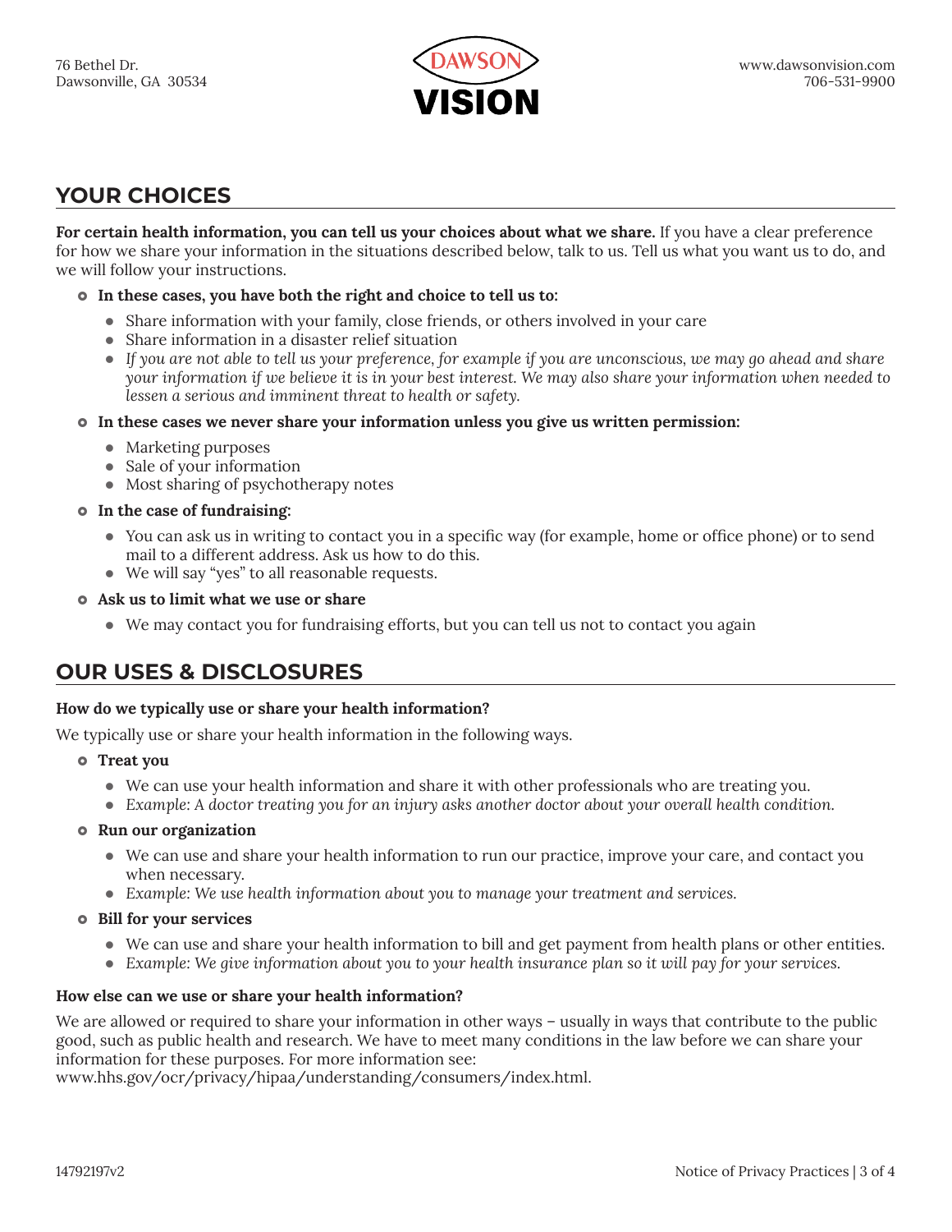## YOUR CHOICES

**For certain health information, you can tell us your choices about what we share.** If you have a clear preference for how we share your information in the situations described below, talk to us. Tell us what you want us to do, and we will follow your instructions.

- **In these cases, you have both the right and choice to tell us to:**
  - Share information with your family, close friends, or others involved in your care
  - Share information in a disaster relief situation
  - *If you are not able to tell us your preference, for example if you are unconscious, we may go ahead and share your information if we believe it is in your best interest. We may also share your information when needed to lessen a serious and imminent threat to health or safety.*
- **In these cases we never share your information unless you give us written permission:**
  - Marketing purposes
  - Sale of your information
  - Most sharing of psychotherapy notes
- **In the case of fundraising:**
  - You can ask us in writing to contact you in a specific way (for example, home or office phone) or to send mail to a different address. Ask us how to do this.
  - We will say "yes" to all reasonable requests.
- **Ask us to limit what we use or share**
  - We may contact you for fundraising efforts, but you can tell us not to contact you again

## OUR USES & DISCLOSURES

**How do we typically use or share your health information?**

We typically use or share your health information in the following ways.

- **Treat you**
  - We can use your health information and share it with other professionals who are treating you.
  - *Example: A doctor treating you for an injury asks another doctor about your overall health condition.*
- **Run our organization**
  - We can use and share your health information to run our practice, improve your care, and contact you when necessary.
  - *Example: We use health information about you to manage your treatment and services.*
- **Bill for your services**
  - We can use and share your health information to bill and get payment from health plans or other entities.
  - *Example: We give information about you to your health insurance plan so it will pay for your services.*

**How else can we use or share your health information?**

We are allowed or required to share your information in other ways – usually in ways that contribute to the public good, such as public health and research. We have to meet many conditions in the law before we can share your information for these purposes. For more information see: www.hhs.gov/ocr/privacy/hipaa/understanding/consumers/index.html.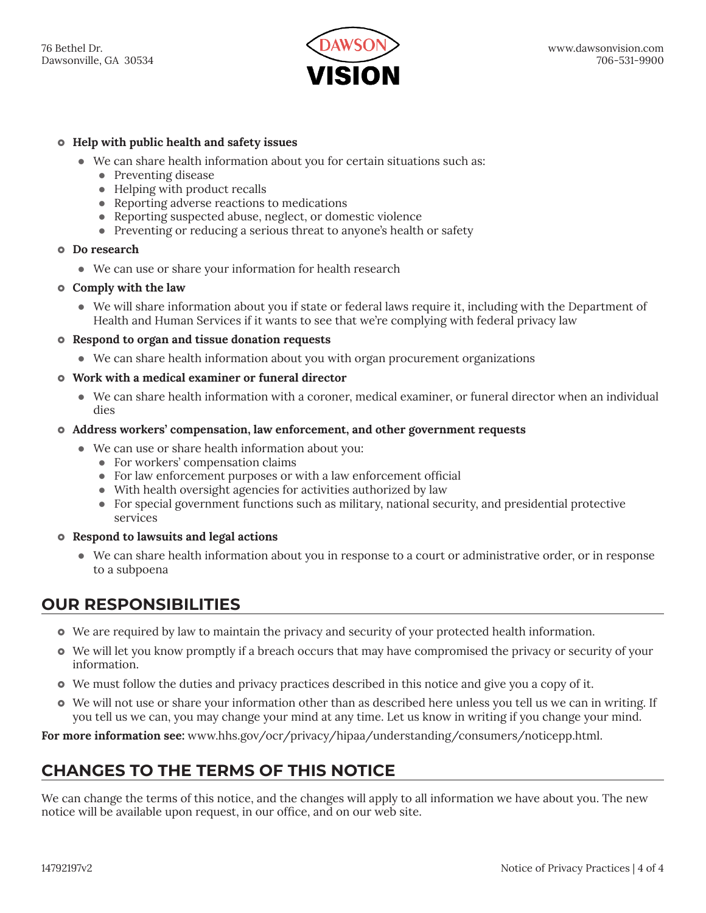- **Help with public health and safety issues**
  - We can share health information about you for certain situations such as:
    - Preventing disease
    - Helping with product recalls
    - Reporting adverse reactions to medications
    - Reporting suspected abuse, neglect, or domestic violence
    - Preventing or reducing a serious threat to anyone's health or safety
- **Do research**
  - We can use or share your information for health research
- **Comply with the law**
  - We will share information about you if state or federal laws require it, including with the Department of Health and Human Services if it wants to see that we're complying with federal privacy law
- **Respond to organ and tissue donation requests**
  - We can share health information about you with organ procurement organizations
- **Work with a medical examiner or funeral director**
  - We can share health information with a coroner, medical examiner, or funeral director when an individual dies
- **Address workers' compensation, law enforcement, and other government requests**
  - We can use or share health information about you:
    - For workers' compensation claims
    - For law enforcement purposes or with a law enforcement official
    - With health oversight agencies for activities authorized by law
    - For special government functions such as military, national security, and presidential protective services
- **Respond to lawsuits and legal actions**
  - We can share health information about you in response to a court or administrative order, or in response to a subpoena

## OUR RESPONSIBILITIES

- We are required by law to maintain the privacy and security of your protected health information.
- We will let you know promptly if a breach occurs that may have compromised the privacy or security of your information.
- We must follow the duties and privacy practices described in this notice and give you a copy of it.
- We will not use or share your information other than as described here unless you tell us we can in writing. If you tell us we can, you may change your mind at any time. Let us know in writing if you change your mind.

**For more information see:** www.hhs.gov/ocr/privacy/hipaa/understanding/consumers/noticepp.html.

## CHANGES TO THE TERMS OF THIS NOTICE

We can change the terms of this notice, and the changes will apply to all information we have about you. The new notice will be available upon request, in our office, and on our web site.